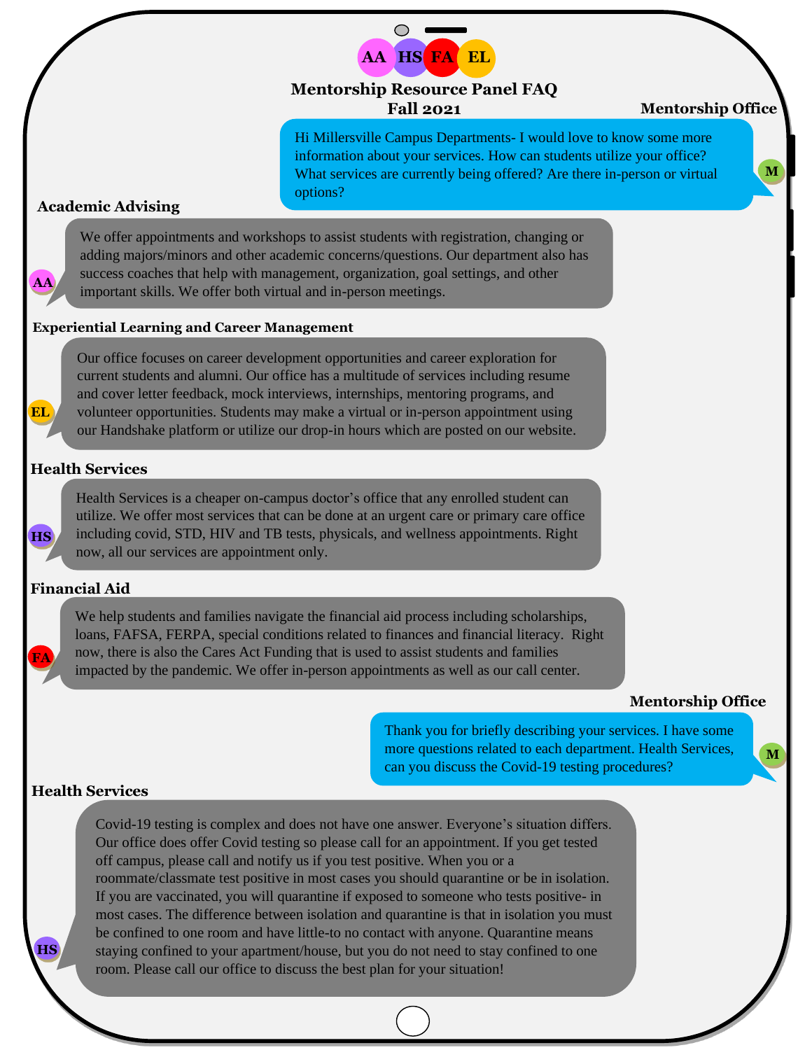AA HS FA EL

# Mentorship Resource Panel FAQ
## Fall 2021

**Mentorship Office**

Hi Millersville Campus Departments- I would love to know some more information about your services. How can students utilize your office? What services are currently being offered? Are there in-person or virtual options?

**Academic Advising**

We offer appointments and workshops to assist students with registration, changing or adding majors/minors and other academic concerns/questions. Our department also has success coaches that help with management, organization, goal settings, and other important skills. We offer both virtual and in-person meetings.

**Experiential Learning and Career Management**

Our office focuses on career development opportunities and career exploration for current students and alumni. Our office has a multitude of services including resume and cover letter feedback, mock interviews, internships, mentoring programs, and volunteer opportunities. Students may make a virtual or in-person appointment using our Handshake platform or utilize our drop-in hours which are posted on our website.

**Health Services**

Health Services is a cheaper on-campus doctor's office that any enrolled student can utilize. We offer most services that can be done at an urgent care or primary care office including covid, STD, HIV and TB tests, physicals, and wellness appointments. Right now, all our services are appointment only.

**Financial Aid**

We help students and families navigate the financial aid process including scholarships, loans, FAFSA, FERPA, special conditions related to finances and financial literacy. Right now, there is also the Cares Act Funding that is used to assist students and families impacted by the pandemic. We offer in-person appointments as well as our call center.

**Mentorship Office**

Thank you for briefly describing your services. I have some more questions related to each department. Health Services, can you discuss the Covid-19 testing procedures?

**Health Services**

Covid-19 testing is complex and does not have one answer. Everyone's situation differs. Our office does offer Covid testing so please call for an appointment. If you get tested off campus, please call and notify us if you test positive. When you or a roommate/classmate test positive in most cases you should quarantine or be in isolation. If you are vaccinated, you will quarantine if exposed to someone who tests positive- in most cases. The difference between isolation and quarantine is that in isolation you must be confined to one room and have little-to no contact with anyone. Quarantine means staying confined to your apartment/house, but you do not need to stay confined to one room. Please call our office to discuss the best plan for your situation!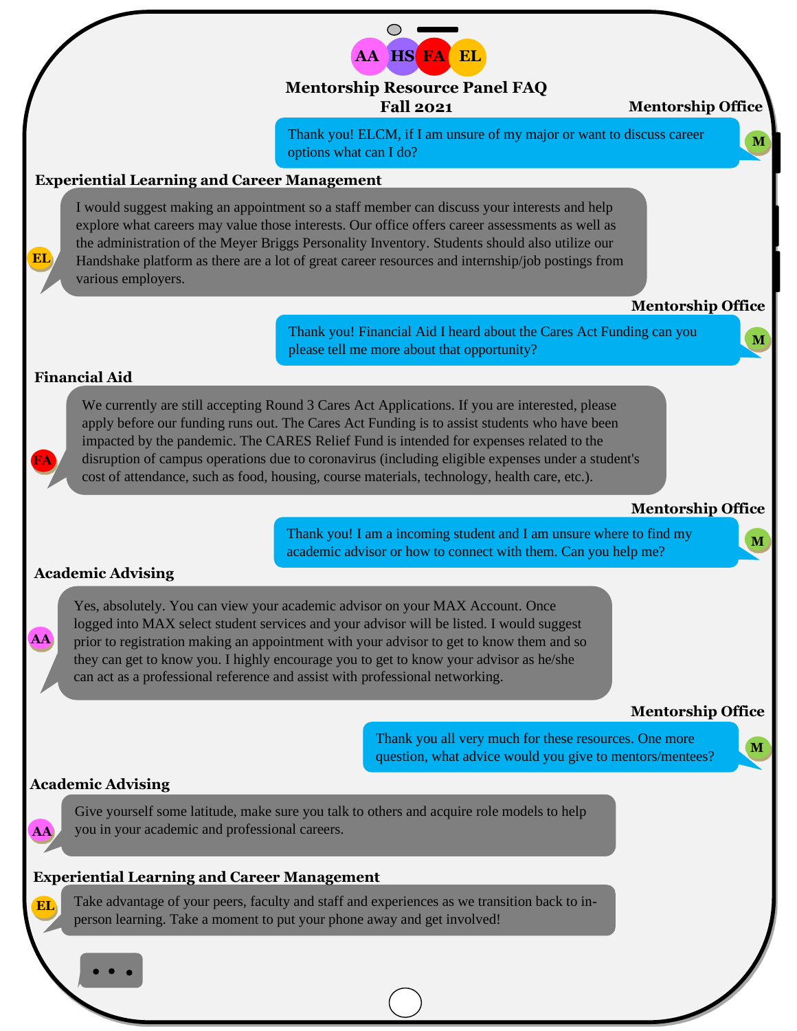AA HS FA EL

**Mentorship Resource Panel FAQ**
**Fall 2021**

**Mentorship Office**

Thank you! ELCM, if I am unsure of my major or want to discuss career options what can I do?

**Experiential Learning and Career Management**

I would suggest making an appointment so a staff member can discuss your interests and help explore what careers may value those interests. Our office offers career assessments as well as the administration of the Meyer Briggs Personality Inventory. Students should also utilize our Handshake platform as there are a lot of great career resources and internship/job postings from various employers.

**Mentorship Office**

Thank you! Financial Aid I heard about the Cares Act Funding can you please tell me more about that opportunity?

**Financial Aid**

We currently are still accepting Round 3 Cares Act Applications. If you are interested, please apply before our funding runs out. The Cares Act Funding is to assist students who have been impacted by the pandemic. The CARES Relief Fund is intended for expenses related to the disruption of campus operations due to coronavirus (including eligible expenses under a student's cost of attendance, such as food, housing, course materials, technology, health care, etc.).

**Mentorship Office**

Thank you! I am a incoming student and I am unsure where to find my academic advisor or how to connect with them. Can you help me?

**Academic Advising**

Yes, absolutely. You can view your academic advisor on your MAX Account. Once logged into MAX select student services and your advisor will be listed. I would suggest prior to registration making an appointment with your advisor to get to know them and so they can get to know you. I highly encourage you to get to know your advisor as he/she can act as a professional reference and assist with professional networking.

**Mentorship Office**

Thank you all very much for these resources. One more question, what advice would you give to mentors/mentees?

**Academic Advising**

Give yourself some latitude, make sure you talk to others and acquire role models to help you in your academic and professional careers.

**Experiential Learning and Career Management**

Take advantage of your peers, faculty and staff and experiences as we transition back to in-person learning. Take a moment to put your phone away and get involved!